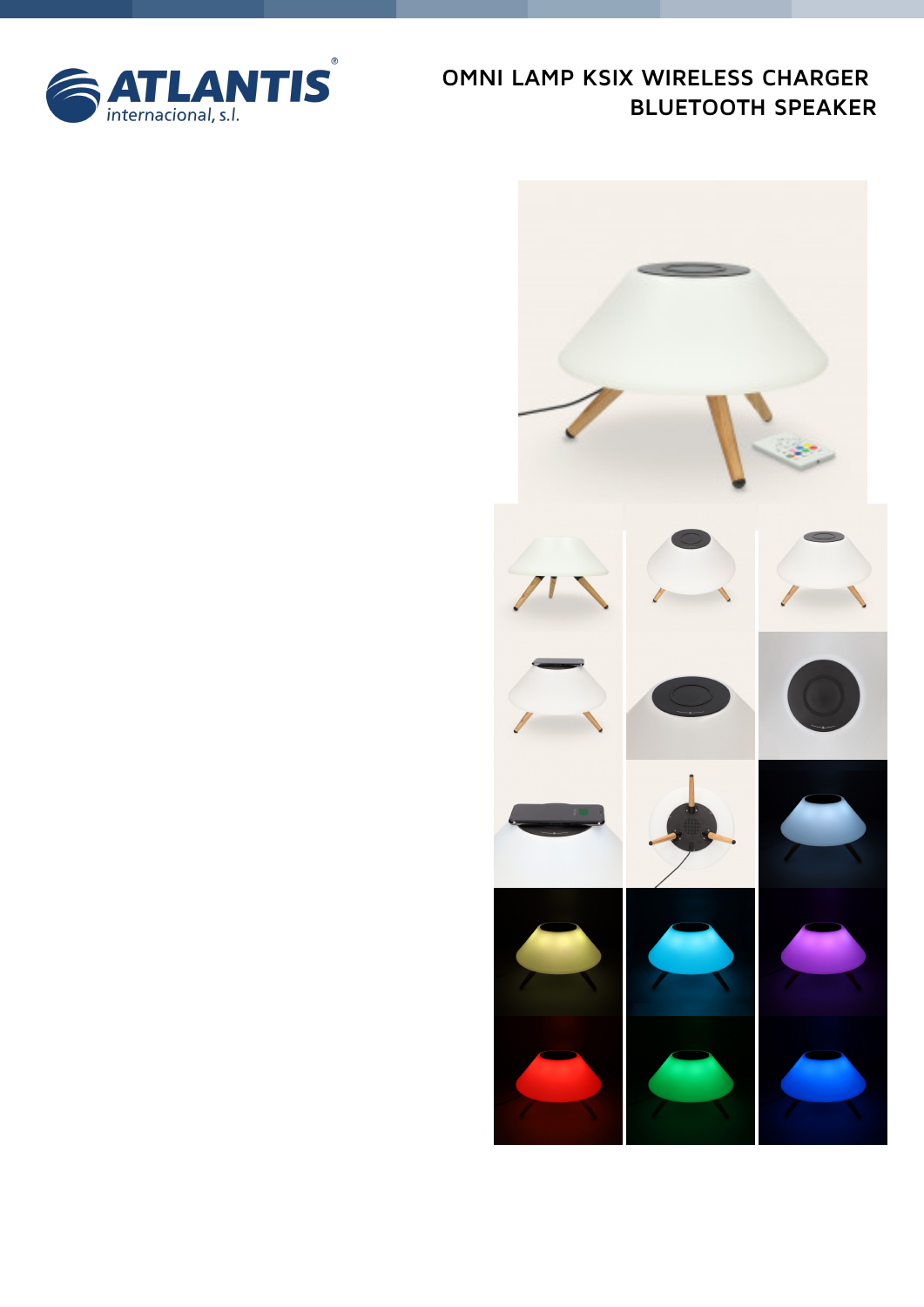# OMNI LAMP KSIX WIRELESS CHARGER BLUETOOTH SPEAKER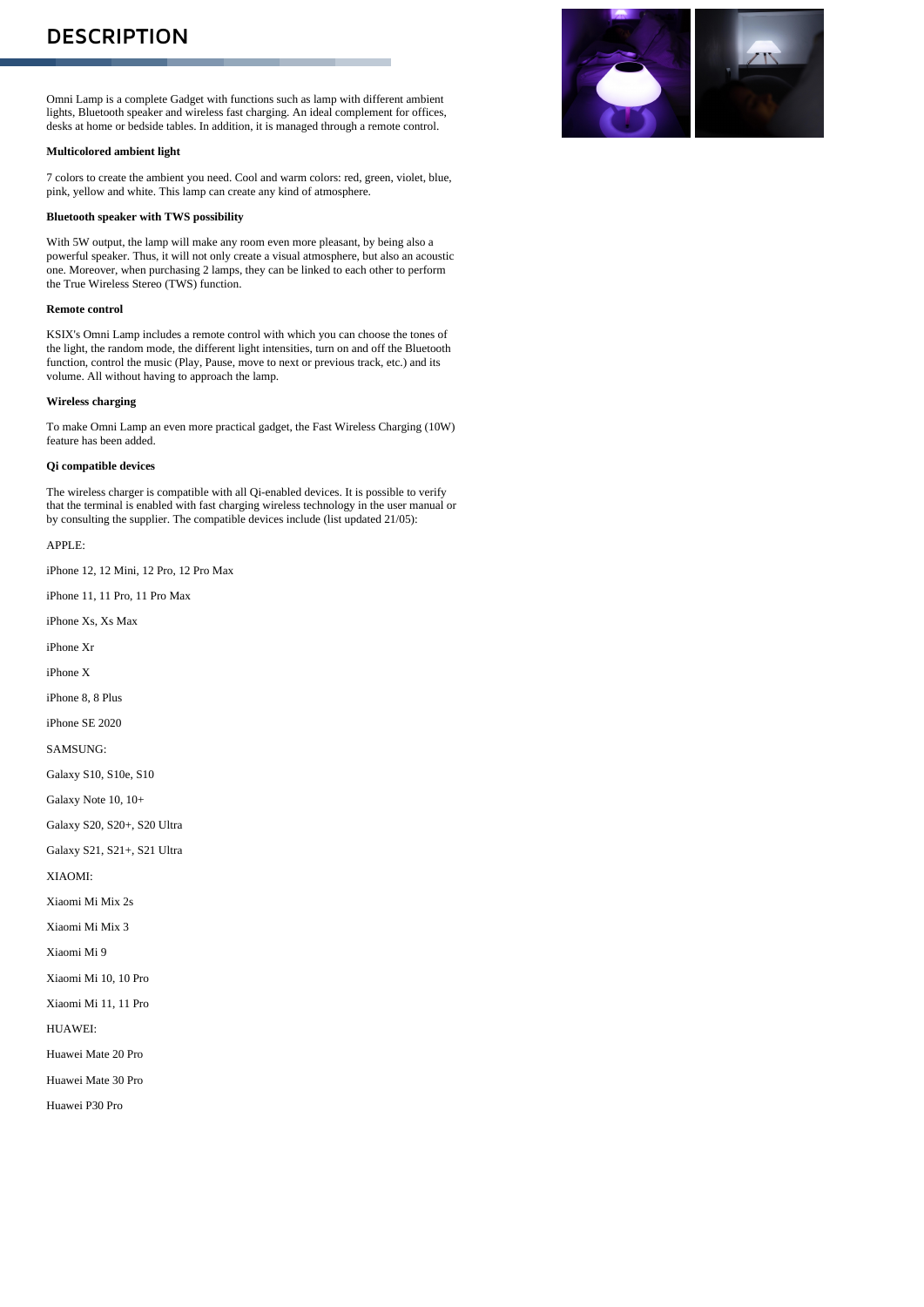## DESCRIPTION

Omni Lamp is a complete Gadget with functions such as lamp with different ambient lights, Bluetooth speaker and wireless fast charging. An ideal complement for offices, desks at home or bedside tables. In addition, it is managed through a remote control.

**Multicolored ambient light**

7 colors to create the ambient you need. Cool and warm colors: red, green, violet, blue, pink, yellow and white. This lamp can create any kind of atmosphere.

**Bluetooth speaker with TWS possibility**

With 5W output, the lamp will make any room even more pleasant, by being also a powerful speaker. Thus, it will not only create a visual atmosphere, but also an acoustic one. Moreover, when purchasing 2 lamps, they can be linked to each other to perform the True Wireless Stereo (TWS) function.

**Remote control**

KSIX's Omni Lamp includes a remote control with which you can choose the tones of the light, the random mode, the different light intensities, turn on and off the Bluetooth function, control the music (Play, Pause, move to next or previous track, etc.) and its volume. All without having to approach the lamp.

**Wireless charging**

To make Omni Lamp an even more practical gadget, the Fast Wireless Charging (10W) feature has been added.

**Qi compatible devices**

The wireless charger is compatible with all Qi-enabled devices. It is possible to verify that the terminal is enabled with fast charging wireless technology in the user manual or by consulting the supplier. The compatible devices include (list updated 21/05):

APPLE:

iPhone 12, 12 Mini, 12 Pro, 12 Pro Max

iPhone 11, 11 Pro, 11 Pro Max

iPhone Xs, Xs Max

iPhone Xr

iPhone X

iPhone 8, 8 Plus

iPhone SE 2020

SAMSUNG:

Galaxy S10, S10e, S10

Galaxy Note 10, 10+

Galaxy S20, S20+, S20 Ultra

Galaxy S21, S21+, S21 Ultra

XIAOMI:

Xiaomi Mi Mix 2s

Xiaomi Mi Mix 3

Xiaomi Mi 9

Xiaomi Mi 10, 10 Pro

Xiaomi Mi 11, 11 Pro

HUAWEI:

Huawei Mate 20 Pro

Huawei Mate 30 Pro

Huawei P30 Pro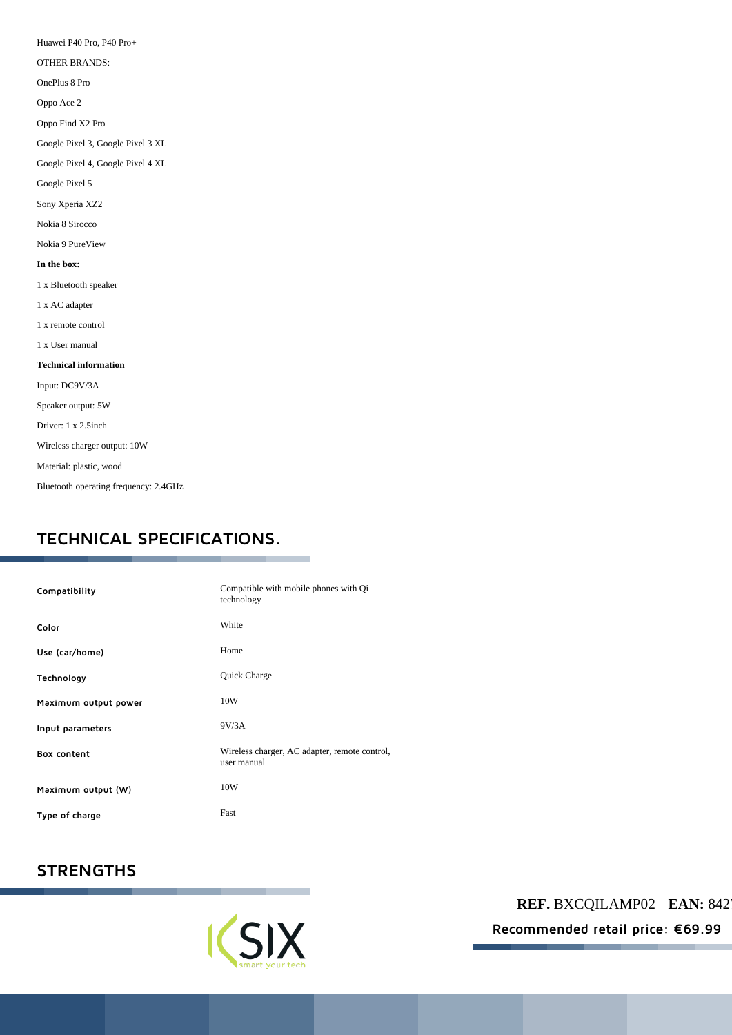Huawei P40 Pro, P40 Pro+

OTHER BRANDS:

OnePlus 8 Pro

Oppo Ace 2

Oppo Find X2 Pro

Google Pixel 3, Google Pixel 3 XL

Google Pixel 4, Google Pixel 4 XL

Google Pixel 5

Sony Xperia XZ2

Nokia 8 Sirocco

Nokia 9 PureView

**In the box:**

1 x Bluetooth speaker

1 x AC adapter

1 x remote control

1 x User manual

**Technical information**

Input: DC9V/3A

Speaker output: 5W

Driver: 1 x 2.5inch

Wireless charger output: 10W

Material: plastic, wood

Bluetooth operating frequency: 2.4GHz

## TECHNICAL SPECIFICATIONS.

| | |
|---|---|
| Compatibility | Compatible with mobile phones with Qi technology |
| Color | White |
| Use (car/home) | Home |
| Technology | Quick Charge |
| Maximum output power | 10W |
| Input parameters | 9V/3A |
| Box content | Wireless charger, AC adapter, remote control, user manual |
| Maximum output (W) | 10W |
| Type of charge | Fast |

## STRENGTHS

**REF.** BXCQILAMP02 **EAN:** 842

Recommended retail price: €69.99